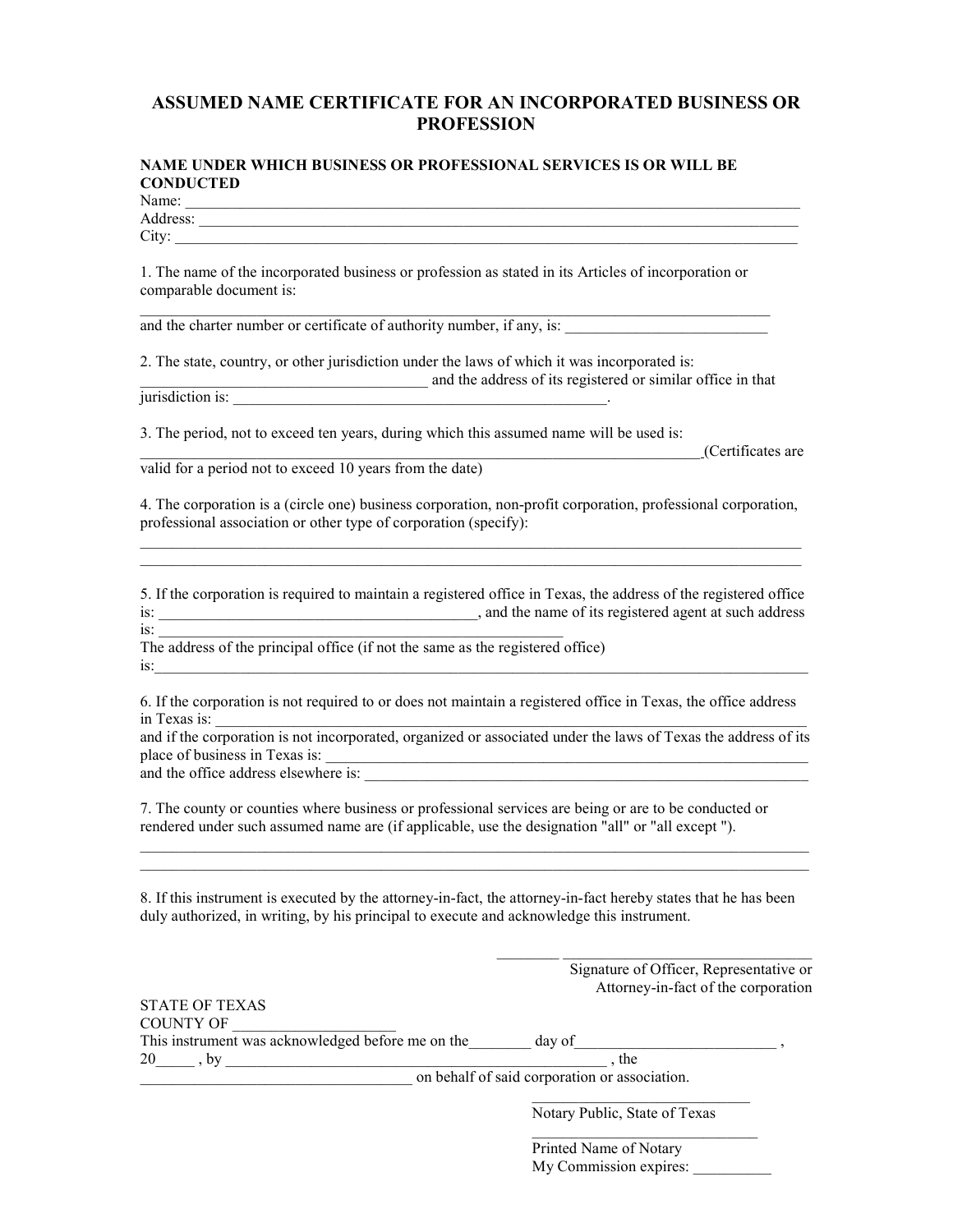# ASSUMED NAME CERTIFICATE FOR AN INCORPORATED BUSINESS OR PROFESSION

**NAME UNDER WHICH BUSINESS OR PROFESSIONAL SERVICES IS OR WILL BE CONDUCTED**

Name: ________________________________________________________________________________

Address: ______________________________________________________________________________

City: _________________________________________________________________________________

1. The name of the incorporated business or profession as stated in its Articles of incorporation or comparable document is:

_______________________________________________________________________________

and the charter number or certificate of authority number, if any, is: __________________________

2. The state, country, or other jurisdiction under the laws of which it was incorporated is: ____________________________________ and the address of its registered or similar office in that jurisdiction is: __________________________________________________.

3. The period, not to exceed ten years, during which this assumed name will be used is: ______________________________________________________________________________(Certificates are valid for a period not to exceed 10 years from the date)

4. The corporation is a (circle one) business corporation, non-profit corporation, professional corporation, professional association or other type of corporation (specify):

___________________________________________________________________________________

___________________________________________________________________________________

5. If the corporation is required to maintain a registered office in Texas, the address of the registered office is: _________________________________________, and the name of its registered agent at such address is: ___________________________________________________

The address of the principal office (if not the same as the registered office) is:___________________________________________________________________________________

6. If the corporation is not required to or does not maintain a registered office in Texas, the office address in Texas is: __________________________________________________________________________

and if the corporation is not incorporated, organized or associated under the laws of Texas the address of its place of business in Texas is: ______________________________________________________________

and the office address elsewhere is: ____________________________________________________________

7. The county or counties where business or professional services are being or are to be conducted or rendered under such assumed name are (if applicable, use the designation "all" or "all except ").

___________________________________________________________________________________

___________________________________________________________________________________

8. If this instrument is executed by the attorney-in-fact, the attorney-in-fact hereby states that he has been duly authorized, in writing, by his principal to execute and acknowledge this instrument.

________ ______________________________

Signature of Officer, Representative or Attorney-in-fact of the corporation

STATE OF TEXAS

COUNTY OF ____________________

This instrument was acknowledged before me on the________ day of__________________________ , 20_____ , by ___________________________________________________ , the __________________________________ on behalf of said corporation or association.

______________________________

Notary Public, State of Texas

______________________________

Printed Name of Notary

My Commission expires: __________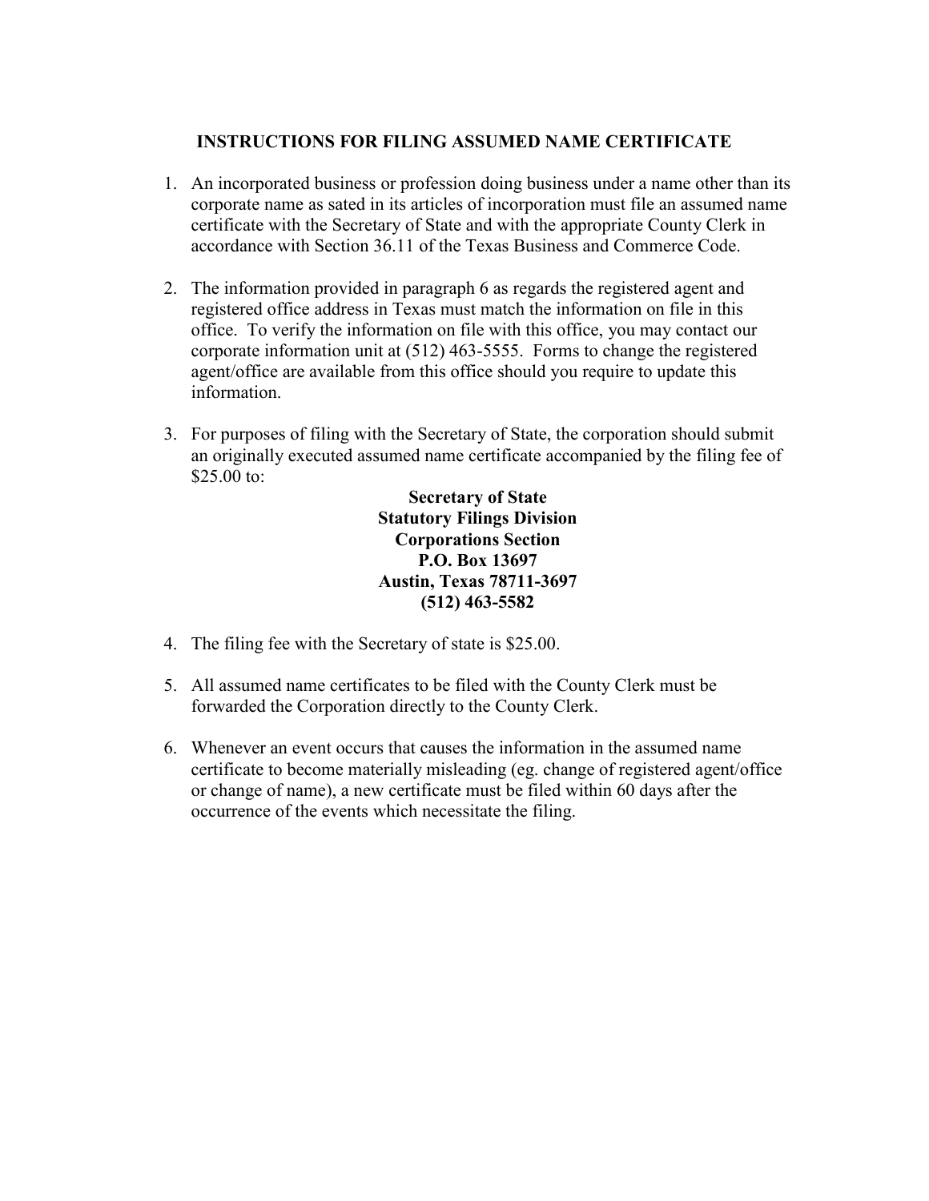## INSTRUCTIONS FOR FILING ASSUMED NAME CERTIFICATE

1. An incorporated business or profession doing business under a name other than its corporate name as sated in its articles of incorporation must file an assumed name certificate with the Secretary of State and with the appropriate County Clerk in accordance with Section 36.11 of the Texas Business and Commerce Code.

2. The information provided in paragraph 6 as regards the registered agent and registered office address in Texas must match the information on file in this office. To verify the information on file with this office, you may contact our corporate information unit at (512) 463-5555. Forms to change the registered agent/office are available from this office should you require to update this information.

3. For purposes of filing with the Secretary of State, the corporation should submit an originally executed assumed name certificate accompanied by the filing fee of $25.00 to:

   **Secretary of State**
   **Statutory Filings Division**
   **Corporations Section**
   **P.O. Box 13697**
   **Austin, Texas 78711-3697**
   **(512) 463-5582**

4. The filing fee with the Secretary of state is $25.00.

5. All assumed name certificates to be filed with the County Clerk must be forwarded the Corporation directly to the County Clerk.

6. Whenever an event occurs that causes the information in the assumed name certificate to become materially misleading (eg. change of registered agent/office or change of name), a new certificate must be filed within 60 days after the occurrence of the events which necessitate the filing.